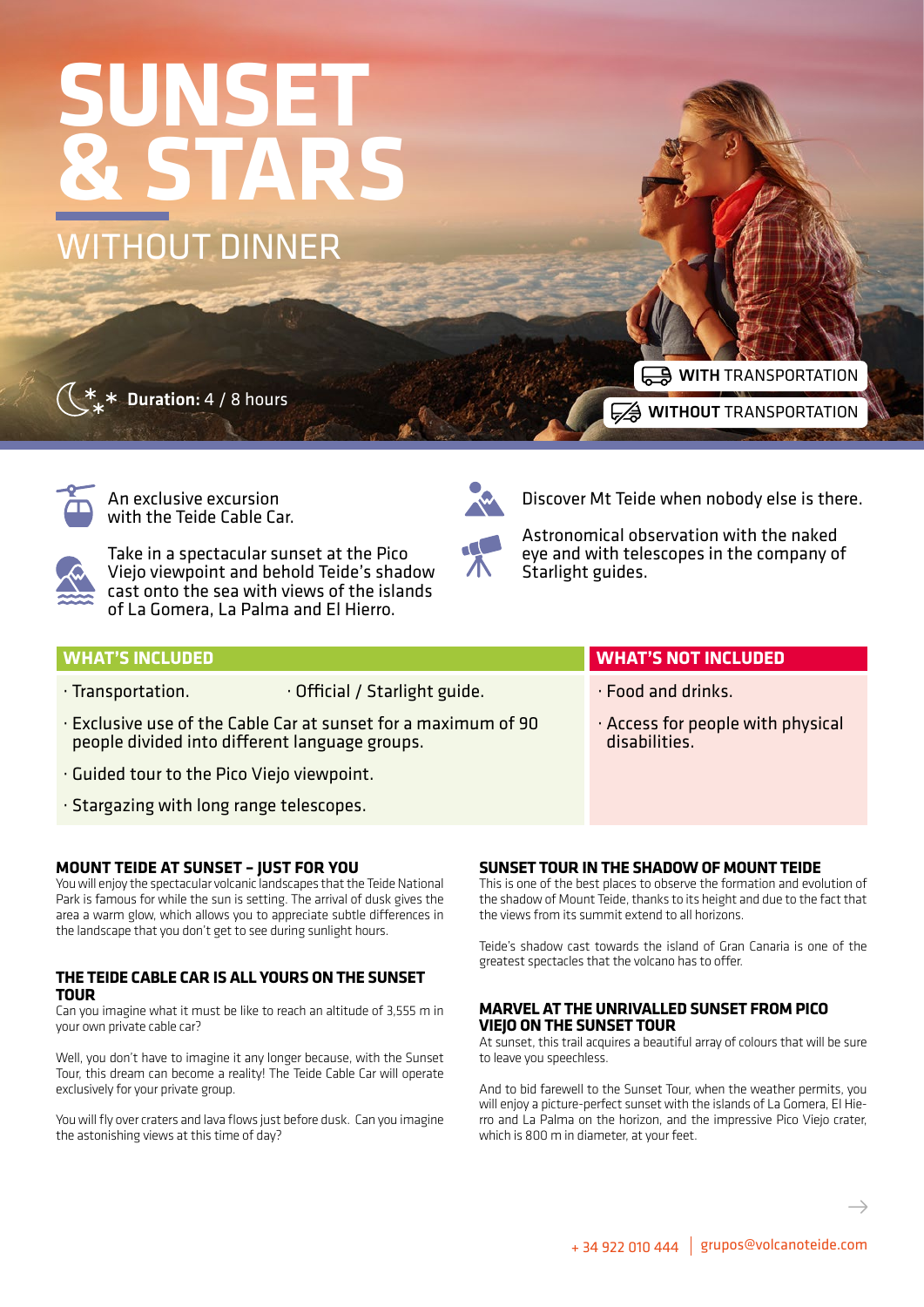# SUNSET & STARS

## WITHOUT DINNER

**Duration:** 4 / 8 hours

**WITH** TRANSPORTATION

**WITHOUT** TRANSPORTATION

An exclusive excursion with the Teide Cable Car.

Take in a spectacular sunset at the Pico Viejo viewpoint and behold Teide's shadow cast onto the sea with views of the islands of La Gomera, La Palma and El Hierro.

Discover Mt Teide when nobody else is there.

Astronomical observation with the naked eye and with telescopes in the company of Starlight guides.

### WHAT'S INCLUDED

- Transportation.
- Official / Starlight guide.
- Exclusive use of the Cable Car at sunset for a maximum of 90 people divided into different language groups.
- Guided tour to the Pico Viejo viewpoint.
- Stargazing with long range telescopes.

### WHAT'S NOT INCLUDED

- Food and drinks.
- Access for people with physical disabilities.

### MOUNT TEIDE AT SUNSET – JUST FOR YOU

You will enjoy the spectacular volcanic landscapes that the Teide National Park is famous for while the sun is setting. The arrival of dusk gives the area a warm glow, which allows you to appreciate subtle differences in the landscape that you don't get to see during sunlight hours.

### THE TEIDE CABLE CAR IS ALL YOURS ON THE SUNSET TOUR

Can you imagine what it must be like to reach an altitude of 3,555 m in your own private cable car?

Well, you don't have to imagine it any longer because, with the Sunset Tour, this dream can become a reality! The Teide Cable Car will operate exclusively for your private group.

You will fly over craters and lava flows just before dusk. Can you imagine the astonishing views at this time of day?

### SUNSET TOUR IN THE SHADOW OF MOUNT TEIDE

This is one of the best places to observe the formation and evolution of the shadow of Mount Teide, thanks to its height and due to the fact that the views from its summit extend to all horizons.

Teide's shadow cast towards the island of Gran Canaria is one of the greatest spectacles that the volcano has to offer.

### MARVEL AT THE UNRIVALLED SUNSET FROM PICO VIEJO ON THE SUNSET TOUR

At sunset, this trail acquires a beautiful array of colours that will be sure to leave you speechless.

And to bid farewell to the Sunset Tour, when the weather permits, you will enjoy a picture-perfect sunset with the islands of La Gomera, El Hierro and La Palma on the horizon, and the impressive Pico Viejo crater, which is 800 m in diameter, at your feet.

+ 34 922 010 444 | grupos@volcanoteide.com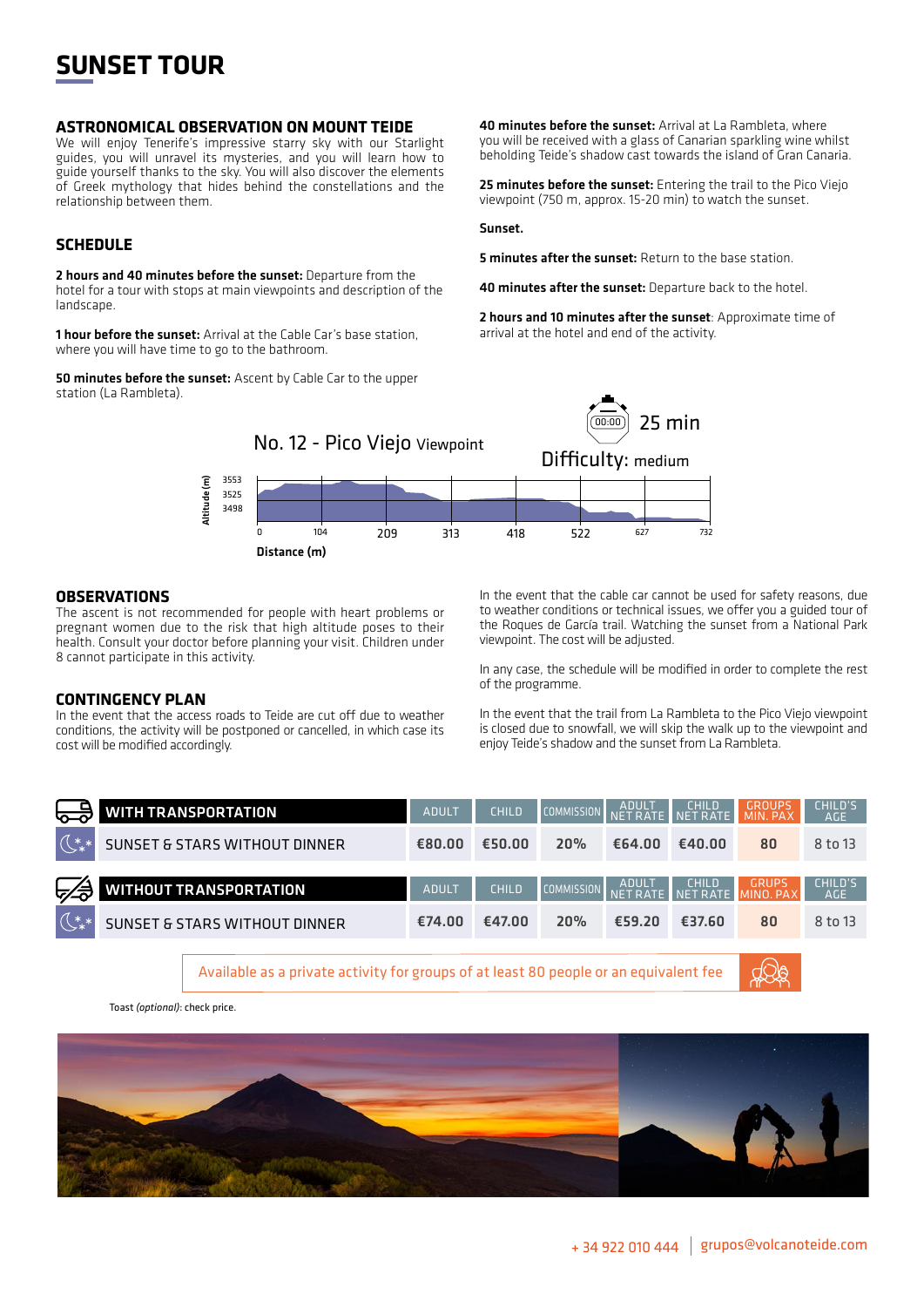# SUNSET TOUR

## ASTRONOMICAL OBSERVATION ON MOUNT TEIDE

We will enjoy Tenerife's impressive starry sky with our Starlight guides, you will unravel its mysteries, and you will learn how to guide yourself thanks to the sky. You will also discover the elements of Greek mythology that hides behind the constellations and the relationship between them.

## SCHEDULE

**2 hours and 40 minutes before the sunset:** Departure from the hotel for a tour with stops at main viewpoints and description of the landscape.

**1 hour before the sunset:** Arrival at the Cable Car's base station, where you will have time to go to the bathroom.

**50 minutes before the sunset:** Ascent by Cable Car to the upper station (La Rambleta).

**40 minutes before the sunset:** Arrival at La Rambleta, where you will be received with a glass of Canarian sparkling wine whilst beholding Teide's shadow cast towards the island of Gran Canaria.

**25 minutes before the sunset:** Entering the trail to the Pico Viejo viewpoint (750 m, approx. 15-20 min) to watch the sunset.

**Sunset.**

**5 minutes after the sunset:** Return to the base station.

**40 minutes after the sunset:** Departure back to the hotel.

**2 hours and 10 minutes after the sunset**: Approximate time of arrival at the hotel and end of the activity.

No. 12 - Pico Viejo Viewpoint

00:00 25 min

Difficulty: medium

Altitude (m)
3553
3525
3498
0
104
209
313
418
522
627
732
Distance (m)

## OBSERVATIONS

The ascent is not recommended for people with heart problems or pregnant women due to the risk that high altitude poses to their health. Consult your doctor before planning your visit. Children under 8 cannot participate in this activity.

## CONTINGENCY PLAN

In the event that the access roads to Teide are cut off due to weather conditions, the activity will be postponed or cancelled, in which case its cost will be modified accordingly.

In the event that the cable car cannot be used for safety reasons, due to weather conditions or technical issues, we offer you a guided tour of the Roques de García trail. Watching the sunset from a National Park viewpoint. The cost will be adjusted.

In any case, the schedule will be modified in order to complete the rest of the programme.

In the event that the trail from La Rambleta to the Pico Viejo viewpoint is closed due to snowfall, we will skip the walk up to the viewpoint and enjoy Teide's shadow and the sunset from La Rambleta.

| WITH TRANSPORTATION | ADULT | CHILD | COMMISSION | ADULT NET RATE | CHILD NET RATE | GRUPS MIN. PAX | CHILD'S AGE |
|---|---|---|---|---|---|---|---|
| SUNSET & STARS WITHOUT DINNER | €80.00 | €50.00 | 20% | €64.00 | €40.00 | 80 | 8 to 13 |

| WITHOUT TRANSPORTATION | ADULT | CHILD | COMMISSION | ADULT NET RATE | CHILD NET RATE | GRUPS MINO. PAX | CHILD'S AGE |
|---|---|---|---|---|---|---|---|
| SUNSET & STARS WITHOUT DINNER | €74.00 | €47.00 | 20% | €59.20 | €37.60 | 80 | 8 to 13 |

Available as a private activity for groups of at least 80 people or an equivalent fee

Toast *(optional)*: check price.

+ 34 922 010 444 | grupos@volcanoteide.com